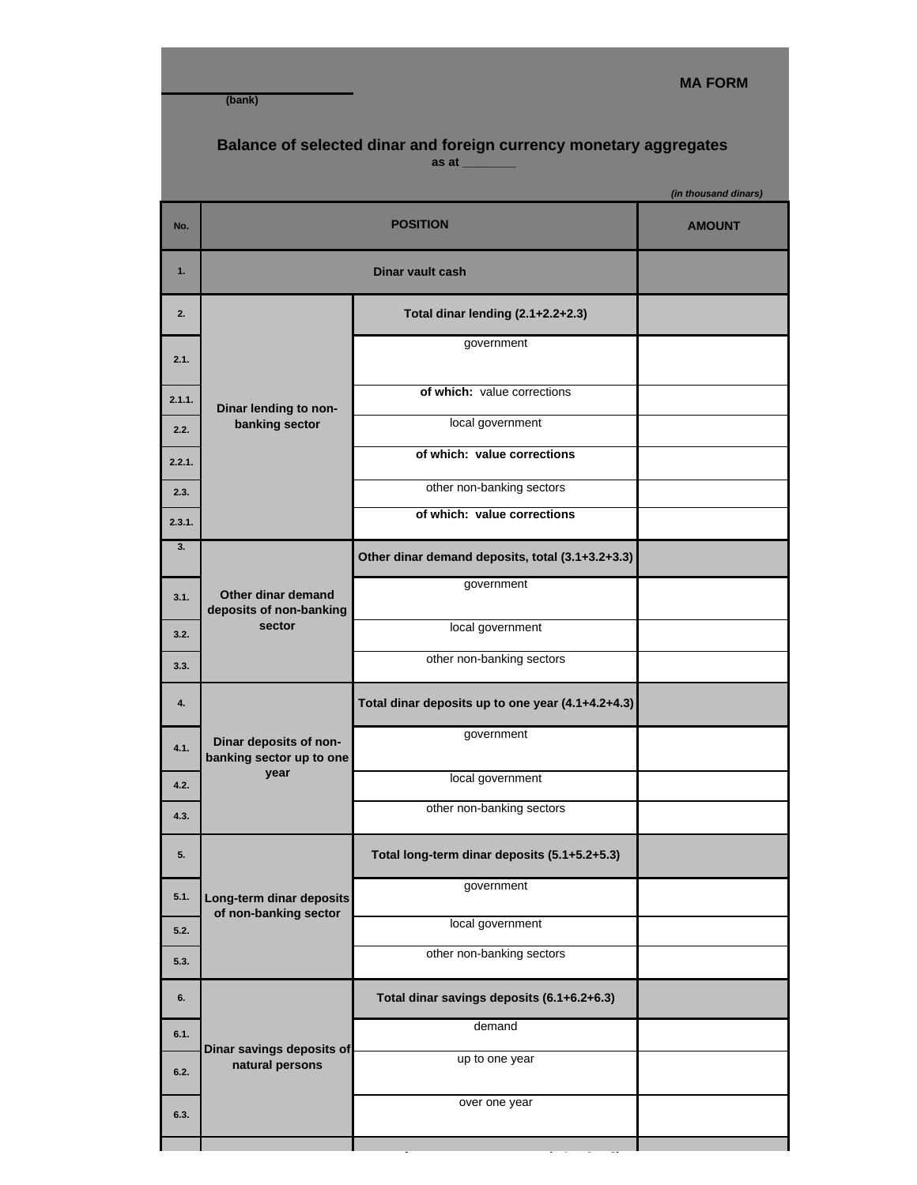**MA FORM**

_______________
(bank)

## Balance of selected dinar and foreign currency monetary aggregates

**as at ________**

*(in thousand dinars)*

| No. | POSITION | | AMOUNT |
|---|---|---|---|
| 1. | Dinar vault cash | | |
| 2. | Dinar lending to non-banking sector | **Total dinar lending (2.1+2.2+2.3)** | |
| 2.1. | | government | |
| 2.1.1. | | **of which:** value corrections | |
| 2.2. | | local government | |
| 2.2.1. | | **of which: value corrections** | |
| 2.3. | | other non-banking sectors | |
| 2.3.1. | | **of which: value corrections** | |
| 3. | Other dinar demand deposits of non-banking sector | **Other dinar demand deposits, total (3.1+3.2+3.3)** | |
| 3.1. | | government | |
| 3.2. | | local government | |
| 3.3. | | other non-banking sectors | |
| 4. | Dinar deposits of non-banking sector up to one year | **Total dinar deposits up to one year (4.1+4.2+4.3)** | |
| 4.1. | | government | |
| 4.2. | | local government | |
| 4.3. | | other non-banking sectors | |
| 5. | Long-term dinar deposits of non-banking sector | **Total long-term dinar deposits (5.1+5.2+5.3)** | |
| 5.1. | | government | |
| 5.2. | | local government | |
| 5.3. | | other non-banking sectors | |
| 6. | Dinar savings deposits of natural persons | **Total dinar savings deposits (6.1+6.2+6.3)** | |
| 6.1. | | demand | |
| 6.2. | | up to one year | |
| 6.3. | | over one year | |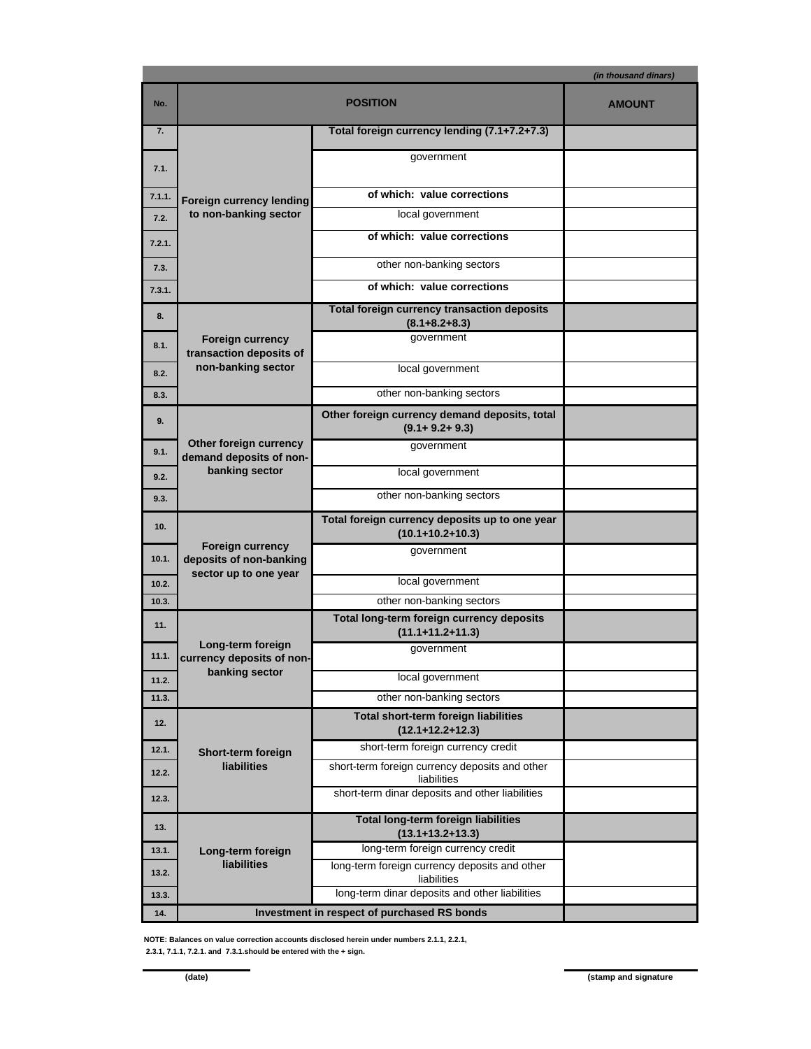*(in thousand dinars)*

| No. | POSITION | | AMOUNT |
|---|---|---|---|
| 7. | Foreign currency lending to non-banking sector | **Total foreign currency lending (7.1+7.2+7.3)** | |
| 7.1. | | government | |
| 7.1.1. | | **of which: value corrections** | |
| 7.2. | | local government | |
| 7.2.1. | | **of which: value corrections** | |
| 7.3. | | other non-banking sectors | |
| 7.3.1. | | **of which: value corrections** | |
| 8. | Foreign currency transaction deposits of non-banking sector | **Total foreign currency transaction deposits (8.1+8.2+8.3)** | |
| 8.1. | | government | |
| 8.2. | | local government | |
| 8.3. | | other non-banking sectors | |
| 9. | Other foreign currency demand deposits of non-banking sector | **Other foreign currency demand deposits, total (9.1+ 9.2+ 9.3)** | |
| 9.1. | | government | |
| 9.2. | | local government | |
| 9.3. | | other non-banking sectors | |
| 10. | Foreign currency deposits of non-banking sector up to one year | **Total foreign currency deposits up to one year (10.1+10.2+10.3)** | |
| 10.1. | | government | |
| 10.2. | | local government | |
| 10.3. | | other non-banking sectors | |
| 11. | Long-term foreign currency deposits of non-banking sector | **Total long-term foreign currency deposits (11.1+11.2+11.3)** | |
| 11.1. | | government | |
| 11.2. | | local government | |
| 11.3. | | other non-banking sectors | |
| 12. | Short-term foreign liabilities | **Total short-term foreign liabilities (12.1+12.2+12.3)** | |
| 12.1. | | short-term foreign currency credit | |
| 12.2. | | short-term foreign currency deposits and other liabilities | |
| 12.3. | | short-term dinar deposits and other liabilities | |
| 13. | Long-term foreign liabilities | **Total long-term foreign liabilities (13.1+13.2+13.3)** | |
| 13.1. | | long-term foreign currency credit | |
| 13.2. | | long-term foreign currency deposits and other liabilities | |
| 13.3. | | long-term dinar deposits and other liabilities | |
| 14. | **Investment in respect of purchased RS bonds** | | |

**NOTE: Balances on value correction accounts disclosed herein under numbers 2.1.1, 2.2.1, 2.3.1, 7.1.1, 7.2.1. and 7.3.1.should be entered with the + sign.**

(date)

(stamp and signature